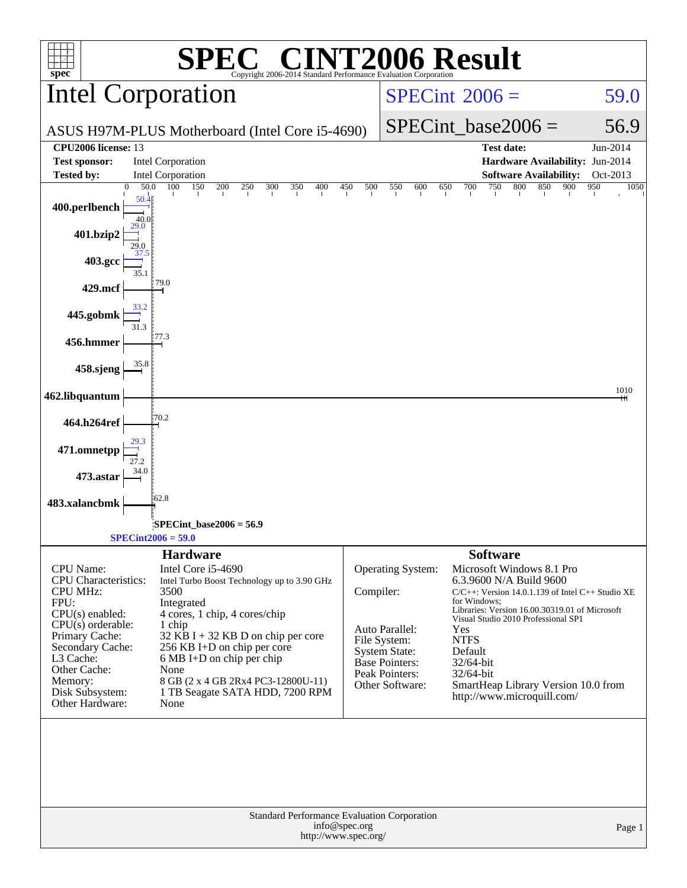# SPEC CINT2006 Result

Copyright 2006-2014 Standard Performance Evaluation Corporation

## Intel Corporation

ASUS H97M-PLUS Motherboard (Intel Core i5-4690)

SPECint 2006 = 59.0

SPECint_base2006 = 56.9

| | | | |
|---|---|---|---|
| **CPU2006 license:** 13 | | **Test date:** | Jun-2014 |
| **Test sponsor:** | Intel Corporation | **Hardware Availability:** | Jun-2014 |
| **Tested by:** | Intel Corporation | **Software Availability:** | Oct-2013 |

| Benchmark | Peak | Base |
|---|---|---|
| 400.perlbench | 50.4 | 40.0 |
| 401.bzip2 | 29.0 | 29.0 |
| 403.gcc | 37.5 | 35.1 |
| 429.mcf | 79.0 | 79.0 |
| 445.gobmk | 33.2 | 31.3 |
| 456.hmmer | 77.3 | 77.3 |
| 458.sjeng | 35.8 | 35.8 |
| 462.libquantum | 1010 | 1010 |
| 464.h264ref | 70.2 | 70.2 |
| 471.omnetpp | 29.3 | 27.2 |
| 473.astar | 34.0 | 34.0 |
| 483.xalancbmk | 62.8 | 62.8 |

SPECint_base2006 = 56.9

SPECint2006 = 59.0

### Hardware

| | |
|---|---|
| CPU Name: | Intel Core i5-4690 |
| CPU Characteristics: | Intel Turbo Boost Technology up to 3.90 GHz |
| CPU MHz: | 3500 |
| FPU: | Integrated |
| CPU(s) enabled: | 4 cores, 1 chip, 4 cores/chip |
| CPU(s) orderable: | 1 chip |
| Primary Cache: | 32 KB I + 32 KB D on chip per core |
| Secondary Cache: | 256 KB I+D on chip per core |
| L3 Cache: | 6 MB I+D on chip per chip |
| Other Cache: | None |
| Memory: | 8 GB (2 x 4 GB 2Rx4 PC3-12800U-11) |
| Disk Subsystem: | 1 TB Seagate SATA HDD, 7200 RPM |
| Other Hardware: | None |

### Software

| | |
|---|---|
| Operating System: | Microsoft Windows 8.1 Pro 6.3.9600 N/A Build 9600 |
| Compiler: | C/C++: Version 14.0.1.139 of Intel C++ Studio XE for Windows; Libraries: Version 16.00.30319.01 of Microsoft Visual Studio 2010 Professional SP1 |
| Auto Parallel: | Yes |
| File System: | NTFS |
| System State: | Default |
| Base Pointers: | 32/64-bit |
| Peak Pointers: | 32/64-bit |
| Other Software: | SmartHeap Library Version 10.0 from http://www.microquill.com/ |

Standard Performance Evaluation Corporation
info@spec.org
http://www.spec.org/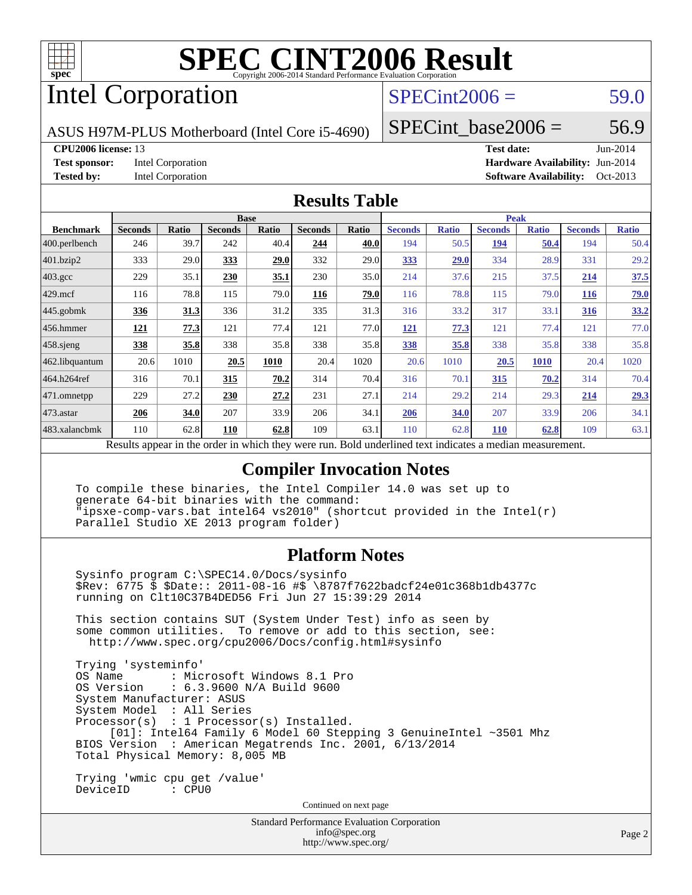# SPEC CINT2006 Result

Copyright 2006-2014 Standard Performance Evaluation Corporation

# Intel Corporation

ASUS H97M-PLUS Motherboard (Intel Core i5-4690)

SPECint2006 = 59.0

SPECint_base2006 = 56.9

**CPU2006 license:** 13

**Test sponsor:** Intel Corporation

**Tested by:** Intel Corporation

**Test date:** Jun-2014

**Hardware Availability:** Jun-2014

**Software Availability:** Oct-2013

## Results Table

| Benchmark | Base | | | | | | Peak | | | | | |
|---|---|---|---|---|---|---|---|---|---|---|---|---|
| | Seconds | Ratio | Seconds | Ratio | Seconds | Ratio | Seconds | Ratio | Seconds | Ratio | Seconds | Ratio |
| 400.perlbench | 246 | 39.7 | 242 | 40.4 | **244** | **40.0** | 194 | 50.5 | **194** | **50.4** | 194 | 50.4 |
| 401.bzip2 | 333 | 29.0 | **333** | **29.0** | 332 | 29.0 | **333** | **29.0** | 334 | 28.9 | 331 | 29.2 |
| 403.gcc | 229 | 35.1 | **230** | **35.1** | 230 | 35.0 | 214 | 37.6 | 215 | 37.5 | **214** | **37.5** |
| 429.mcf | 116 | 78.8 | 115 | 79.0 | **116** | **79.0** | 116 | 78.8 | 115 | 79.0 | **116** | **79.0** |
| 445.gobmk | **336** | **31.3** | 336 | 31.2 | 335 | 31.3 | 316 | 33.2 | 317 | 33.1 | **316** | **33.2** |
| 456.hmmer | **121** | **77.3** | 121 | 77.4 | 121 | 77.0 | **121** | **77.3** | 121 | 77.4 | 121 | 77.0 |
| 458.sjeng | **338** | **35.8** | 338 | 35.8 | 338 | 35.8 | **338** | **35.8** | 338 | 35.8 | 338 | 35.8 |
| 462.libquantum | 20.6 | 1010 | **20.5** | **1010** | 20.4 | 1020 | 20.6 | 1010 | **20.5** | **1010** | 20.4 | 1020 |
| 464.h264ref | 316 | 70.1 | **315** | **70.2** | 314 | 70.4 | 316 | 70.1 | **315** | **70.2** | 314 | 70.4 |
| 471.omnetpp | 229 | 27.2 | **230** | **27.2** | 231 | 27.1 | 214 | 29.2 | 214 | 29.3 | **214** | **29.3** |
| 473.astar | **206** | **34.0** | 207 | 33.9 | 206 | 34.1 | **206** | **34.0** | 207 | 33.9 | 206 | 34.1 |
| 483.xalancbmk | 110 | 62.8 | **110** | **62.8** | 109 | 63.1 | 110 | 62.8 | **110** | **62.8** | 109 | 63.1 |

Results appear in the order in which they were run. Bold underlined text indicates a median measurement.

## Compiler Invocation Notes

```
To compile these binaries, the Intel Compiler 14.0 was set up to
generate 64-bit binaries with the command:
"ipsxe-comp-vars.bat intel64 vs2010" (shortcut provided in the Intel(r)
Parallel Studio XE 2013 program folder)
```

## Platform Notes

```
Sysinfo program C:\SPEC14.0/Docs/sysinfo
$Rev: 6775 $ $Date:: 2011-08-16 #$ \8787f7622badcf24e01c368b1db4377c
running on Clt10C37B4DED56 Fri Jun 27 15:39:29 2014

This section contains SUT (System Under Test) info as seen by
some common utilities.  To remove or add to this section, see:
  http://www.spec.org/cpu2006/Docs/config.html#sysinfo

Trying 'systeminfo'
OS Name         : Microsoft Windows 8.1 Pro
OS Version      : 6.3.9600 N/A Build 9600
System Manufacturer: ASUS
System Model    : All Series
Processor(s)    : 1 Processor(s) Installed.
     [01]: Intel64 Family 6 Model 60 Stepping 3 GenuineIntel ~3501 Mhz
BIOS Version    : American Megatrends Inc. 2001, 6/13/2014
Total Physical Memory: 8,005 MB

Trying 'wmic cpu get /value'
DeviceID        : CPU0
```

Continued on next page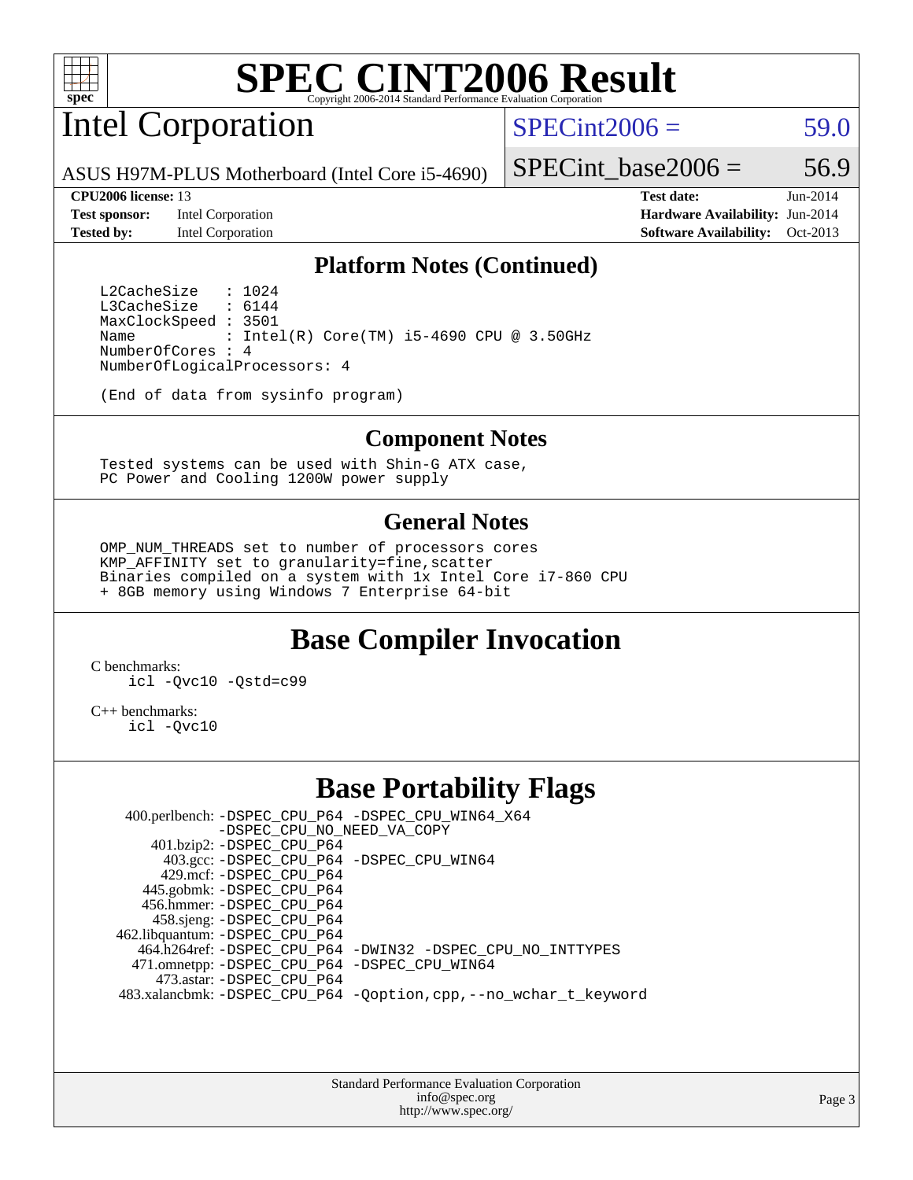# SPEC CINT2006 Result

Copyright 2006-2014 Standard Performance Evaluation Corporation

## Intel Corporation

ASUS H97M-PLUS Motherboard (Intel Core i5-4690)

SPECint2006 = 59.0

SPECint_base2006 = 56.9

| | | | |
|---|---|---|---|
| **CPU2006 license:** 13 | | **Test date:** | Jun-2014 |
| **Test sponsor:** | Intel Corporation | **Hardware Availability:** | Jun-2014 |
| **Tested by:** | Intel Corporation | **Software Availability:** | Oct-2013 |

### Platform Notes (Continued)

```
L2CacheSize   : 1024
L3CacheSize   : 6144
MaxClockSpeed : 3501
Name          : Intel(R) Core(TM) i5-4690 CPU @ 3.50GHz
NumberOfCores : 4
NumberOfLogicalProcessors: 4

(End of data from sysinfo program)
```

### Component Notes

```
Tested systems can be used with Shin-G ATX case,
PC Power and Cooling 1200W power supply
```

### General Notes

```
OMP_NUM_THREADS set to number of processors cores
KMP_AFFINITY set to granularity=fine,scatter
Binaries compiled on a system with 1x Intel Core i7-860 CPU
+ 8GB memory using Windows 7 Enterprise 64-bit
```

## Base Compiler Invocation

C benchmarks:

```
icl -Qvc10 -Qstd=c99
```

C++ benchmarks:

```
icl -Qvc10
```

## Base Portability Flags

| | |
|---|---|
| 400.perlbench: | -DSPEC_CPU_P64 -DSPEC_CPU_WIN64_X64 -DSPEC_CPU_NO_NEED_VA_COPY |
| 401.bzip2: | -DSPEC_CPU_P64 |
| 403.gcc: | -DSPEC_CPU_P64 -DSPEC_CPU_WIN64 |
| 429.mcf: | -DSPEC_CPU_P64 |
| 445.gobmk: | -DSPEC_CPU_P64 |
| 456.hmmer: | -DSPEC_CPU_P64 |
| 458.sjeng: | -DSPEC_CPU_P64 |
| 462.libquantum: | -DSPEC_CPU_P64 |
| 464.h264ref: | -DSPEC_CPU_P64 -DWIN32 -DSPEC_CPU_NO_INTTYPES |
| 471.omnetpp: | -DSPEC_CPU_P64 -DSPEC_CPU_WIN64 |
| 473.astar: | -DSPEC_CPU_P64 |
| 483.xalancbmk: | -DSPEC_CPU_P64 -Qoption,cpp,--no_wchar_t_keyword |

Standard Performance Evaluation Corporation
info@spec.org
http://www.spec.org/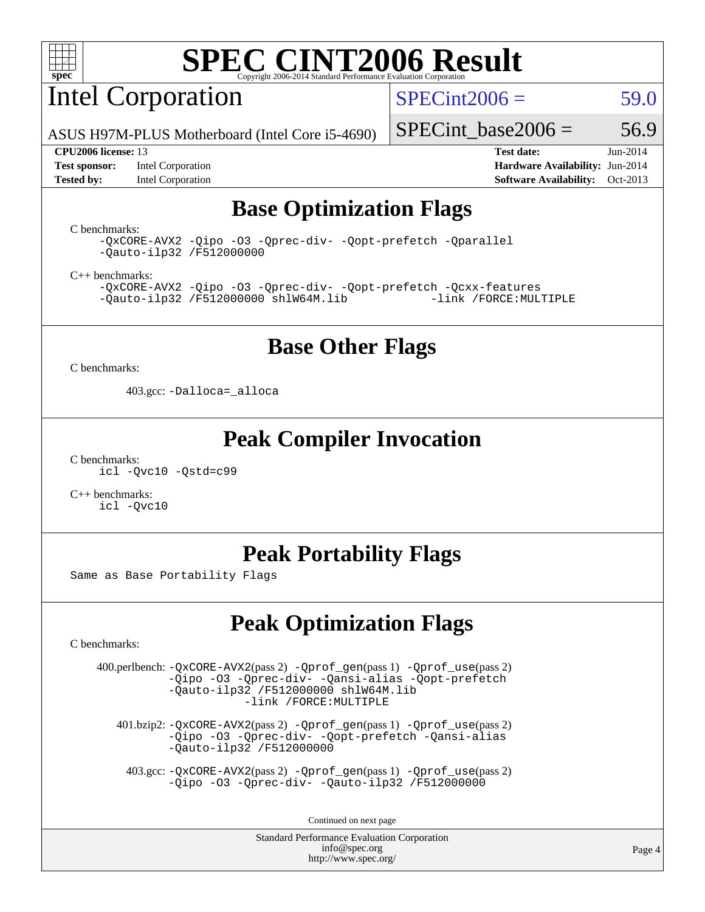# SPEC CINT2006 Result

## Intel Corporation

ASUS H97M-PLUS Motherboard (Intel Core i5-4690)

SPECint2006 = 59.0

SPECint_base2006 = 56.9

**CPU2006 license:** 13
**Test sponsor:** Intel Corporation
**Tested by:** Intel Corporation

**Test date:** Jun-2014
**Hardware Availability:** Jun-2014
**Software Availability:** Oct-2013

## Base Optimization Flags

C benchmarks:

```
-QxCORE-AVX2 -Qipo -O3 -Qprec-div- -Qopt-prefetch -Qparallel
-Qauto-ilp32 /F512000000
```

C++ benchmarks:

```
-QxCORE-AVX2 -Qipo -O3 -Qprec-div- -Qopt-prefetch -Qcxx-features
-Qauto-ilp32 /F512000000 shlW64M.lib          -link /FORCE:MULTIPLE
```

## Base Other Flags

C benchmarks:

403.gcc: `-Dalloca=_alloca`

## Peak Compiler Invocation

C benchmarks:

```
icl -Qvc10 -Qstd=c99
```

C++ benchmarks:

```
icl -Qvc10
```

## Peak Portability Flags

Same as Base Portability Flags

## Peak Optimization Flags

C benchmarks:

400.perlbench: `-QxCORE-AVX2`(pass 2) `-Qprof_gen`(pass 1) `-Qprof_use`(pass 2) `-Qipo -O3 -Qprec-div- -Qansi-alias -Qopt-prefetch -Qauto-ilp32 /F512000000 shlW64M.lib -link /FORCE:MULTIPLE`

401.bzip2: `-QxCORE-AVX2`(pass 2) `-Qprof_gen`(pass 1) `-Qprof_use`(pass 2) `-Qipo -O3 -Qprec-div- -Qopt-prefetch -Qansi-alias -Qauto-ilp32 /F512000000`

403.gcc: `-QxCORE-AVX2`(pass 2) `-Qprof_gen`(pass 1) `-Qprof_use`(pass 2) `-Qipo -O3 -Qprec-div- -Qauto-ilp32 /F512000000`

Continued on next page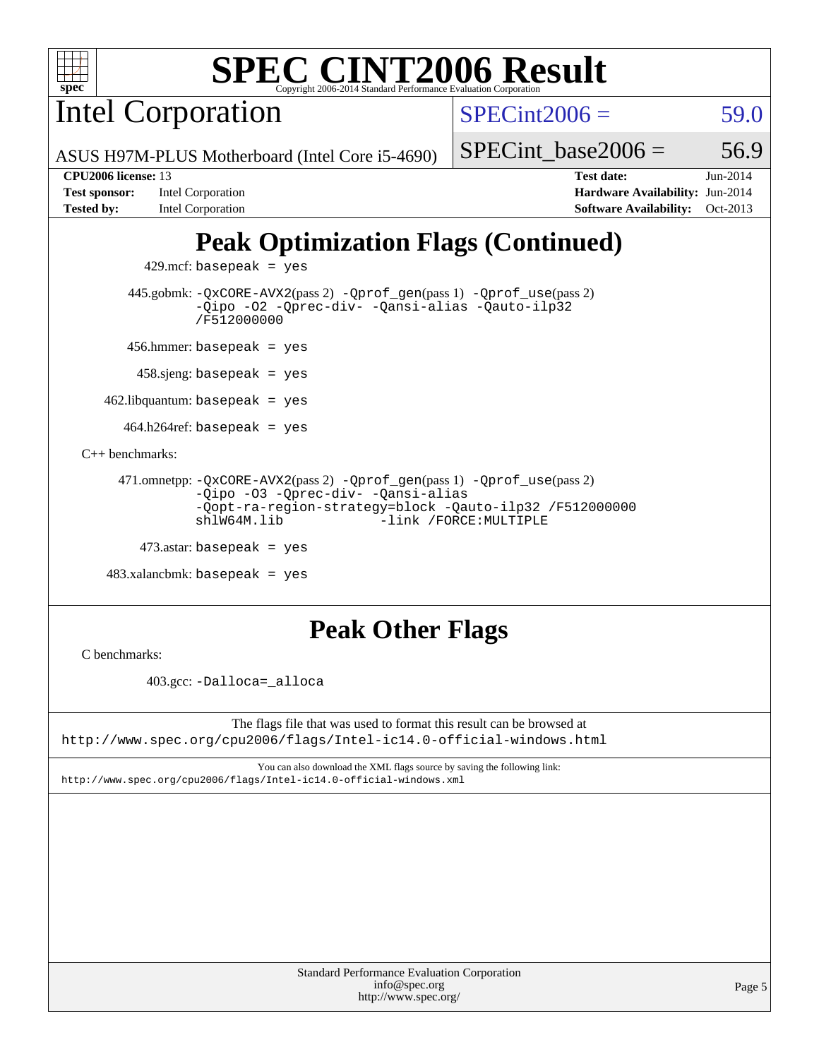# SPEC CINT2006 Result

Copyright 2006-2014 Standard Performance Evaluation Corporation

## Intel Corporation

ASUS H97M-PLUS Motherboard (Intel Core i5-4690)

SPECint2006 = 59.0

SPECint_base2006 = 56.9

**CPU2006 license:** 13
**Test sponsor:** Intel Corporation
**Tested by:** Intel Corporation

**Test date:** Jun-2014
**Hardware Availability:** Jun-2014
**Software Availability:** Oct-2013

## Peak Optimization Flags (Continued)

429.mcf: `basepeak = yes`

445.gobmk: `-QxCORE-AVX2`(pass 2) `-Qprof_gen`(pass 1) `-Qprof_use`(pass 2) `-Qipo -O2 -Qprec-div- -Qansi-alias -Qauto-ilp32 /F512000000`

456.hmmer: `basepeak = yes`

458.sjeng: `basepeak = yes`

462.libquantum: `basepeak = yes`

464.h264ref: `basepeak = yes`

C++ benchmarks:

471.omnetpp: `-QxCORE-AVX2`(pass 2) `-Qprof_gen`(pass 1) `-Qprof_use`(pass 2) `-Qipo -O3 -Qprec-div- -Qansi-alias -Qopt-ra-region-strategy=block -Qauto-ilp32 /F512000000 shlW64M.lib -link /FORCE:MULTIPLE`

473.astar: `basepeak = yes`

483.xalancbmk: `basepeak = yes`

## Peak Other Flags

C benchmarks:

403.gcc: `-Dalloca=_alloca`

The flags file that was used to format this result can be browsed at
http://www.spec.org/cpu2006/flags/Intel-ic14.0-official-windows.html

You can also download the XML flags source by saving the following link:
http://www.spec.org/cpu2006/flags/Intel-ic14.0-official-windows.xml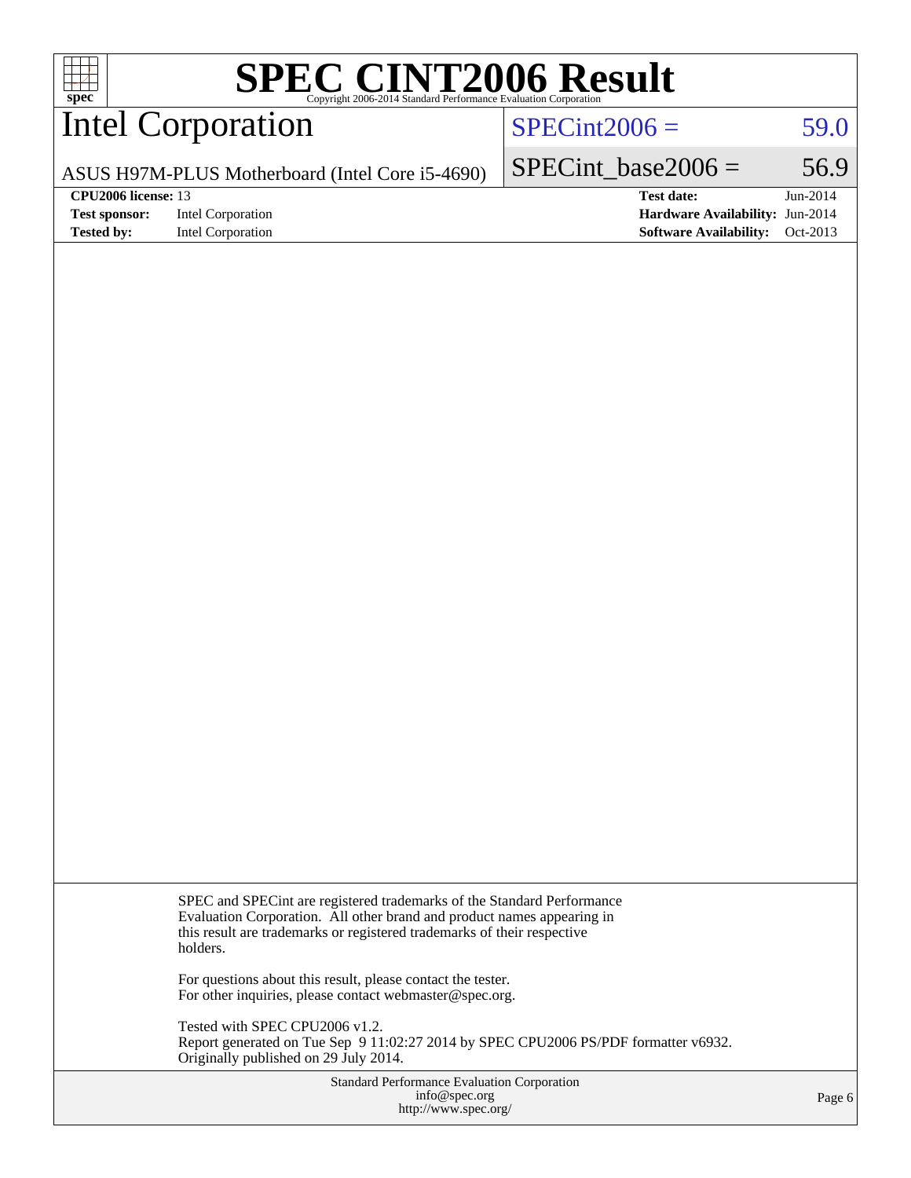# SPEC CINT2006 Result

Copyright 2006-2014 Standard Performance Evaluation Corporation

## Intel Corporation

ASUS H97M-PLUS Motherboard (Intel Core i5-4690)

SPECint2006 = 59.0

SPECint_base2006 = 56.9

| | | | |
|---|---|---|---|
| **CPU2006 license:** | 13 | **Test date:** | Jun-2014 |
| **Test sponsor:** | Intel Corporation | **Hardware Availability:** | Jun-2014 |
| **Tested by:** | Intel Corporation | **Software Availability:** | Oct-2013 |

SPEC and SPECint are registered trademarks of the Standard Performance Evaluation Corporation. All other brand and product names appearing in this result are trademarks or registered trademarks of their respective holders.

For questions about this result, please contact the tester.
For other inquiries, please contact webmaster@spec.org.

Tested with SPEC CPU2006 v1.2.
Report generated on Tue Sep 9 11:02:27 2014 by SPEC CPU2006 PS/PDF formatter v6932.
Originally published on 29 July 2014.

Standard Performance Evaluation Corporation
info@spec.org
http://www.spec.org/